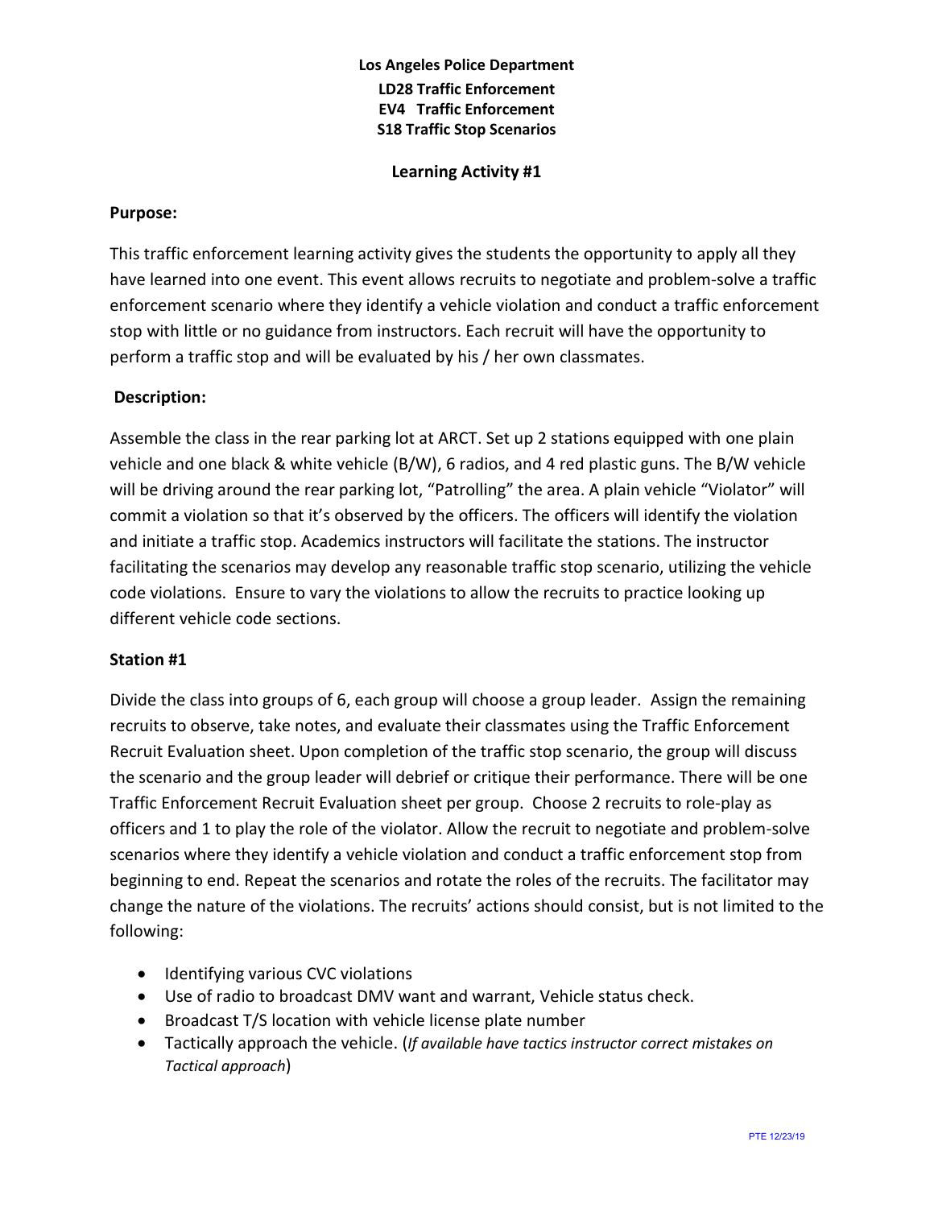**Los Angeles Police Department**
**LD28 Traffic Enforcement**
**EV4 Traffic Enforcement**
**S18 Traffic Stop Scenarios**

**Learning Activity #1**

**Purpose:**

This traffic enforcement learning activity gives the students the opportunity to apply all they have learned into one event. This event allows recruits to negotiate and problem-solve a traffic enforcement scenario where they identify a vehicle violation and conduct a traffic enforcement stop with little or no guidance from instructors. Each recruit will have the opportunity to perform a traffic stop and will be evaluated by his / her own classmates.

**Description:**

Assemble the class in the rear parking lot at ARCT. Set up 2 stations equipped with one plain vehicle and one black & white vehicle (B/W), 6 radios, and 4 red plastic guns. The B/W vehicle will be driving around the rear parking lot, "Patrolling" the area. A plain vehicle "Violator" will commit a violation so that it's observed by the officers. The officers will identify the violation and initiate a traffic stop. Academics instructors will facilitate the stations. The instructor facilitating the scenarios may develop any reasonable traffic stop scenario, utilizing the vehicle code violations. Ensure to vary the violations to allow the recruits to practice looking up different vehicle code sections.

**Station #1**

Divide the class into groups of 6, each group will choose a group leader. Assign the remaining recruits to observe, take notes, and evaluate their classmates using the Traffic Enforcement Recruit Evaluation sheet. Upon completion of the traffic stop scenario, the group will discuss the scenario and the group leader will debrief or critique their performance. There will be one Traffic Enforcement Recruit Evaluation sheet per group. Choose 2 recruits to role-play as officers and 1 to play the role of the violator. Allow the recruit to negotiate and problem-solve scenarios where they identify a vehicle violation and conduct a traffic enforcement stop from beginning to end. Repeat the scenarios and rotate the roles of the recruits. The facilitator may change the nature of the violations. The recruits' actions should consist, but is not limited to the following:

- Identifying various CVC violations
- Use of radio to broadcast DMV want and warrant, Vehicle status check.
- Broadcast T/S location with vehicle license plate number
- Tactically approach the vehicle. (*If available have tactics instructor correct mistakes on Tactical approach*)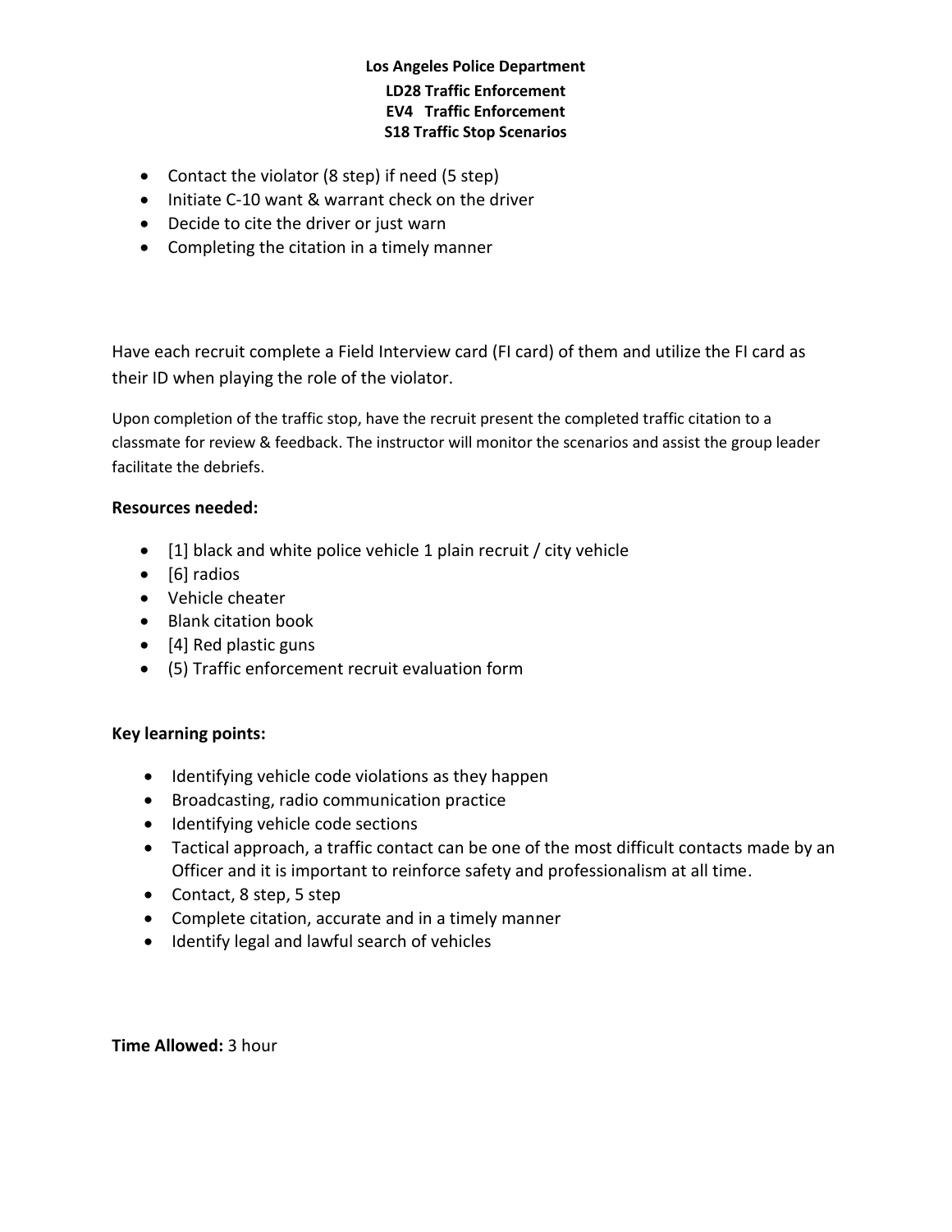**Los Angeles Police Department**
**LD28 Traffic Enforcement**
**EV4 Traffic Enforcement**
**S18 Traffic Stop Scenarios**

- Contact the violator (8 step) if need (5 step)
- Initiate C-10 want & warrant check on the driver
- Decide to cite the driver or just warn
- Completing the citation in a timely manner

Have each recruit complete a Field Interview card (FI card) of them and utilize the FI card as their ID when playing the role of the violator.

Upon completion of the traffic stop, have the recruit present the completed traffic citation to a classmate for review & feedback. The instructor will monitor the scenarios and assist the group leader facilitate the debriefs.

**Resources needed:**

- [1] black and white police vehicle 1 plain recruit / city vehicle
- [6] radios
- Vehicle cheater
- Blank citation book
- [4] Red plastic guns
- (5) Traffic enforcement recruit evaluation form

**Key learning points:**

- Identifying vehicle code violations as they happen
- Broadcasting, radio communication practice
- Identifying vehicle code sections
- Tactical approach, a traffic contact can be one of the most difficult contacts made by an Officer and it is important to reinforce safety and professionalism at all time.
- Contact, 8 step, 5 step
- Complete citation, accurate and in a timely manner
- Identify legal and lawful search of vehicles

**Time Allowed:** 3 hour